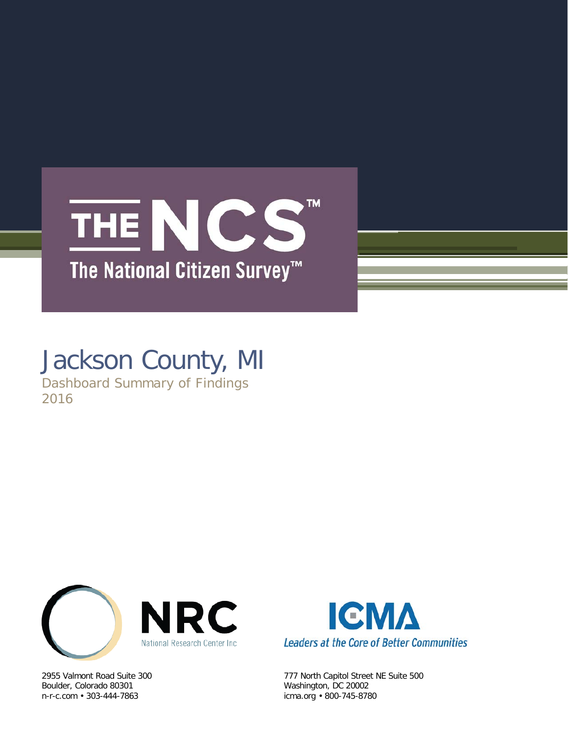# THE NCS™

The National Citizen Survey™

# Jackson County, MI

Dashboard Summary of Findings

2016

NRC

National Research Center Inc

2955 Valmont Road Suite 300
Boulder, Colorado 80301
n-r-c.com • 303-444-7863

ICMA

*Leaders at the Core of Better Communities*

777 North Capitol Street NE Suite 500
Washington, DC 20002
icma.org • 800-745-8780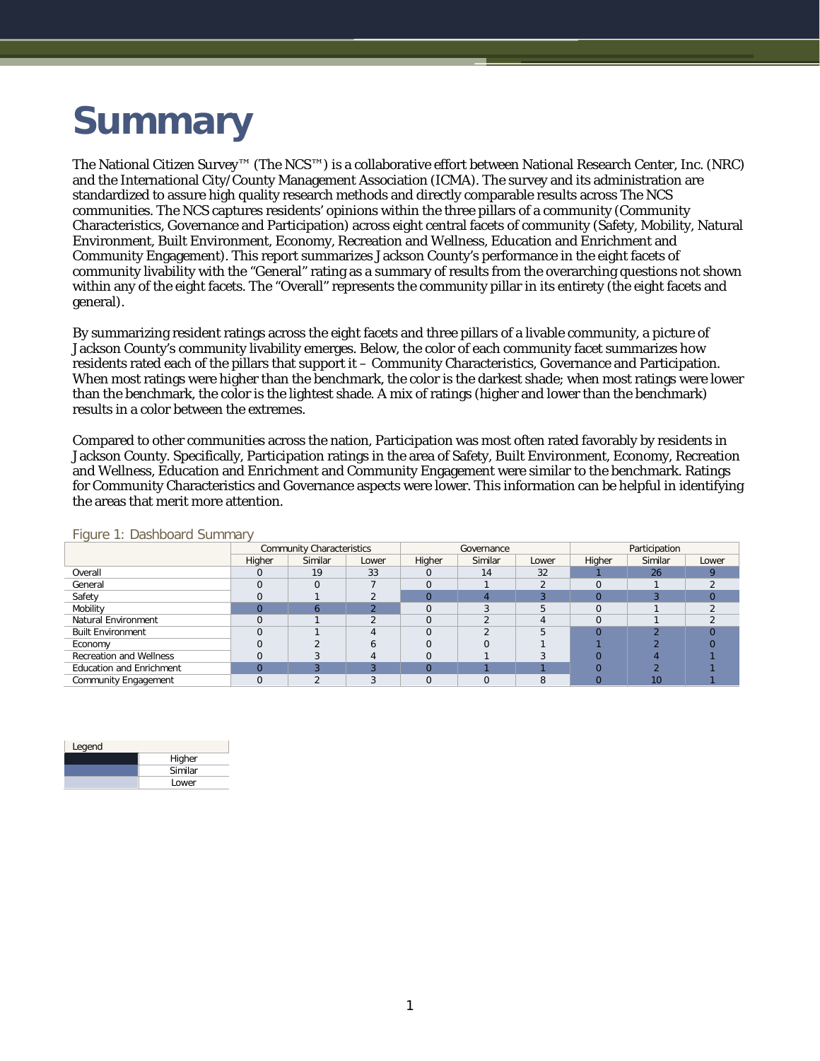# Summary

The National Citizen Survey™ (The NCS™) is a collaborative effort between National Research Center, Inc. (NRC) and the International City/County Management Association (ICMA). The survey and its administration are standardized to assure high quality research methods and directly comparable results across The NCS communities. The NCS captures residents' opinions within the three pillars of a community (Community Characteristics, Governance and Participation) across eight central facets of community (Safety, Mobility, Natural Environment, Built Environment, Economy, Recreation and Wellness, Education and Enrichment and Community Engagement). This report summarizes Jackson County's performance in the eight facets of community livability with the "General" rating as a summary of results from the overarching questions not shown within any of the eight facets. The "Overall" represents the community pillar in its entirety (the eight facets and general).

By summarizing resident ratings across the eight facets and three pillars of a livable community, a picture of Jackson County's community livability emerges. Below, the color of each community facet summarizes how residents rated each of the pillars that support it – Community Characteristics, Governance and Participation. When most ratings were higher than the benchmark, the color is the darkest shade; when most ratings were lower than the benchmark, the color is the lightest shade. A mix of ratings (higher and lower than the benchmark) results in a color between the extremes.

Compared to other communities across the nation, Participation was most often rated favorably by residents in Jackson County. Specifically, Participation ratings in the area of Safety, Built Environment, Economy, Recreation and Wellness, Education and Enrichment and Community Engagement were similar to the benchmark. Ratings for Community Characteristics and Governance aspects were lower. This information can be helpful in identifying the areas that merit more attention.

Figure 1: Dashboard Summary

| | Community Characteristics | | | Governance | | | Participation | | |
|---|---|---|---|---|---|---|---|---|---|
| | Higher | Similar | Lower | Higher | Similar | Lower | Higher | Similar | Lower |
| Overall | 0 | 19 | 33 | 0 | 14 | 32 | 1 | 26 | 9 |
| General | 0 | 0 | 7 | 0 | 1 | 2 | 0 | 1 | 2 |
| Safety | 0 | 1 | 2 | 0 | 4 | 3 | 0 | 3 | 0 |
| Mobility | 0 | 6 | 2 | 0 | 3 | 5 | 0 | 1 | 2 |
| Natural Environment | 0 | 1 | 2 | 0 | 2 | 4 | 0 | 1 | 2 |
| Built Environment | 0 | 1 | 4 | 0 | 2 | 5 | 0 | 2 | 0 |
| Economy | 0 | 2 | 6 | 0 | 0 | 1 | 1 | 2 | 0 |
| Recreation and Wellness | 0 | 3 | 4 | 0 | 1 | 3 | 0 | 4 | 1 |
| Education and Enrichment | 0 | 3 | 3 | 0 | 1 | 1 | 0 | 2 | 1 |
| Community Engagement | 0 | 2 | 3 | 0 | 0 | 8 | 0 | 10 | 1 |

| Legend | |
|---|---|
| | Higher |
| | Similar |
| | Lower |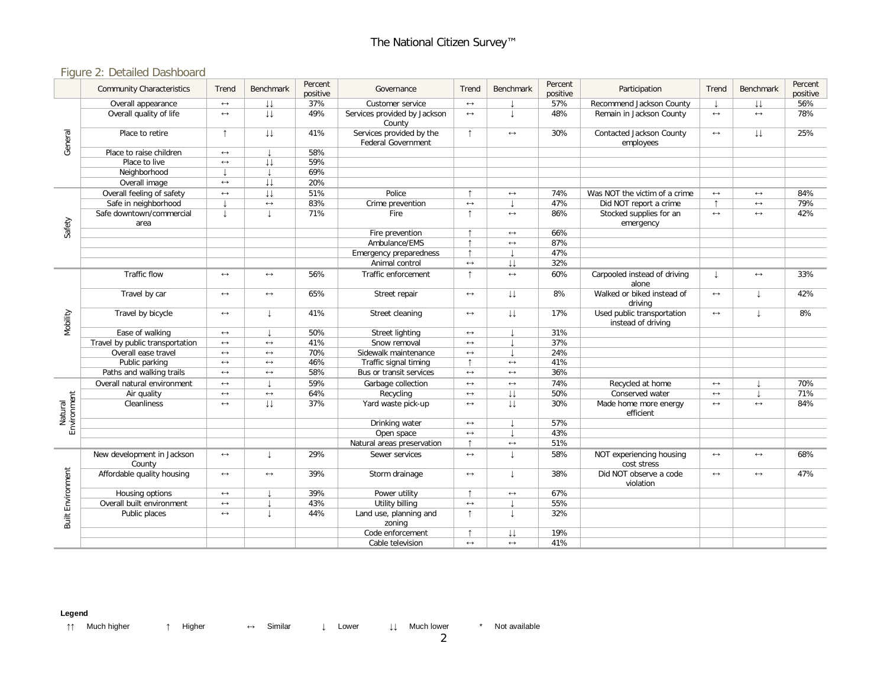## Figure 2: Detailed Dashboard

| | Community Characteristics | Trend | Benchmark | Percent positive | Governance | Trend | Benchmark | Percent positive | Participation | Trend | Benchmark | Percent positive |
|---|---|---|---|---|---|---|---|---|---|---|---|---|
| General | Overall appearance | ↔ | ↓↓ | 37% | Customer service | ↔ | ↓ | 57% | Recommend Jackson County | ↓ | ↓↓ | 56% |
| | Overall quality of life | ↔ | ↓↓ | 49% | Services provided by Jackson County | ↔ | ↓ | 48% | Remain in Jackson County | ↔ | ↔ | 78% |
| | Place to retire | ↑ | ↓↓ | 41% | Services provided by the Federal Government | ↑ | ↔ | 30% | Contacted Jackson County employees | ↔ | ↓↓ | 25% |
| | Place to raise children | ↔ | ↓ | 58% | | | | | | | | |
| | Place to live | ↔ | ↓↓ | 59% | | | | | | | | |
| | Neighborhood | ↓ | ↓ | 69% | | | | | | | | |
| | Overall image | ↔ | ↓↓ | 20% | | | | | | | | |
| Safety | Overall feeling of safety | ↔ | ↓↓ | 51% | Police | ↑ | ↔ | 74% | Was NOT the victim of a crime | ↔ | ↔ | 84% |
| | Safe in neighborhood | ↓ | ↔ | 83% | Crime prevention | ↔ | ↓ | 47% | Did NOT report a crime | ↑ | ↔ | 79% |
| | Safe downtown/commercial area | ↓ | ↓ | 71% | Fire | ↑ | ↔ | 86% | Stocked supplies for an emergency | ↔ | ↔ | 42% |
| | | | | | Fire prevention | ↑ | ↔ | 66% | | | | |
| | | | | | Ambulance/EMS | ↑ | ↔ | 87% | | | | |
| | | | | | Emergency preparedness | ↑ | ↓ | 47% | | | | |
| | | | | | Animal control | ↔ | ↓↓ | 32% | | | | |
| Mobility | Traffic flow | ↔ | ↔ | 56% | Traffic enforcement | ↑ | ↔ | 60% | Carpooled instead of driving alone | ↓ | ↔ | 33% |
| | Travel by car | ↔ | ↔ | 65% | Street repair | ↔ | ↓↓ | 8% | Walked or biked instead of driving | ↔ | ↓ | 42% |
| | Travel by bicycle | ↔ | ↓ | 41% | Street cleaning | ↔ | ↓↓ | 17% | Used public transportation instead of driving | ↔ | ↓ | 8% |
| | Ease of walking | ↔ | ↓ | 50% | Street lighting | ↔ | ↓ | 31% | | | | |
| | Travel by public transportation | ↔ | ↔ | 41% | Snow removal | ↔ | ↓ | 37% | | | | |
| | Overall ease travel | ↔ | ↔ | 70% | Sidewalk maintenance | ↔ | ↓ | 24% | | | | |
| | Public parking | ↔ | ↔ | 46% | Traffic signal timing | ↑ | ↔ | 41% | | | | |
| | Paths and walking trails | ↔ | ↔ | 58% | Bus or transit services | ↔ | ↔ | 36% | | | | |
| Natural Environment | Overall natural environment | ↔ | ↓ | 59% | Garbage collection | ↔ | ↔ | 74% | Recycled at home | ↔ | ↓ | 70% |
| | Air quality | ↔ | ↔ | 64% | Recycling | ↔ | ↓↓ | 50% | Conserved water | ↔ | ↓ | 71% |
| | Cleanliness | ↔ | ↓↓ | 37% | Yard waste pick-up | ↔ | ↓↓ | 30% | Made home more energy efficient | ↔ | ↔ | 84% |
| | | | | | Drinking water | ↔ | ↓ | 57% | | | | |
| | | | | | Open space | ↔ | ↓ | 43% | | | | |
| | | | | | Natural areas preservation | ↑ | ↔ | 51% | | | | |
| Built Environment | New development in Jackson County | ↔ | ↓ | 29% | Sewer services | ↔ | ↓ | 58% | NOT experiencing housing cost stress | ↔ | ↔ | 68% |
| | Affordable quality housing | ↔ | ↔ | 39% | Storm drainage | ↔ | ↓ | 38% | Did NOT observe a code violation | ↔ | ↔ | 47% |
| | Housing options | ↔ | ↓ | 39% | Power utility | ↑ | ↔ | 67% | | | | |
| | Overall built environment | ↔ | ↓ | 43% | Utility billing | ↔ | ↓ | 55% | | | | |
| | Public places | ↔ | ↓ | 44% | Land use, planning and zoning | ↑ | ↓ | 32% | | | | |
| | | | | | Code enforcement | ↑ | ↓↓ | 19% | | | | |
| | | | | | Cable television | ↔ | ↔ | 41% | | | | |

**Legend**

↑↑ Much higher ↑ Higher ↔ Similar ↓ Lower ↓↓ Much lower * Not available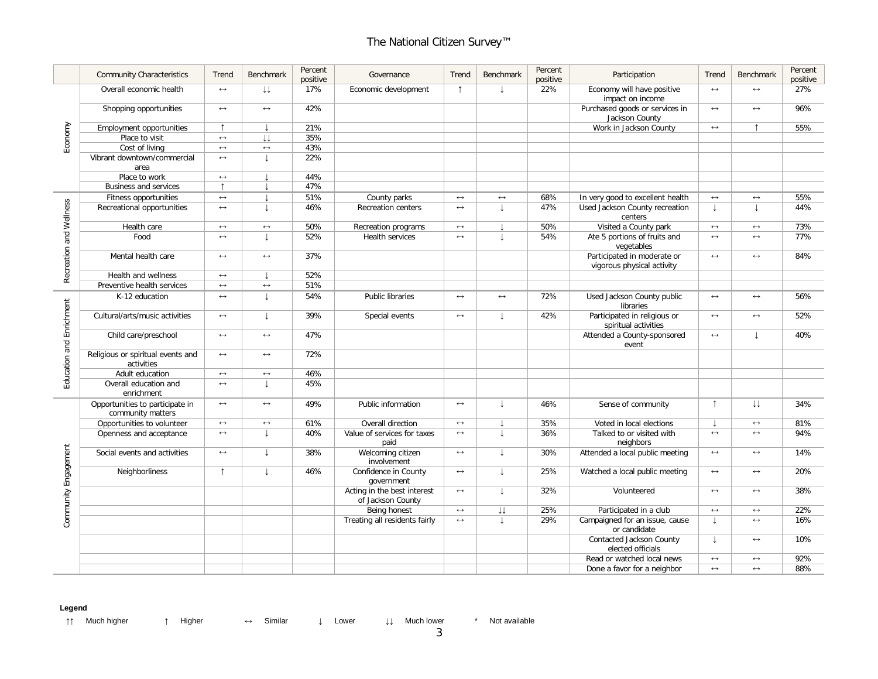# The National Citizen Survey™

| | Community Characteristics | Trend | Benchmark | Percent positive | Governance | Trend | Benchmark | Percent positive | Participation | Trend | Benchmark | Percent positive |
|---|---|---|---|---|---|---|---|---|---|---|---|---|
| Economy | Overall economic health | ↔ | ↓↓ | 17% | Economic development | ↑ | ↓ | 22% | Economy will have positive impact on income | ↔ | ↔ | 27% |
| | Shopping opportunities | ↔ | ↔ | 42% | | | | | Purchased goods or services in Jackson County | ↔ | ↔ | 96% |
| | Employment opportunities | ↑ | ↓ | 21% | | | | | Work in Jackson County | ↔ | ↑ | 55% |
| | Place to visit | ↔ | ↓↓ | 35% | | | | | | | | |
| | Cost of living | ↔ | ↔ | 43% | | | | | | | | |
| | Vibrant downtown/commercial area | ↔ | ↓ | 22% | | | | | | | | |
| | Place to work | ↔ | ↓ | 44% | | | | | | | | |
| | Business and services | ↑ | ↓ | 47% | | | | | | | | |
| Recreation and Wellness | Fitness opportunities | ↔ | ↓ | 51% | County parks | ↔ | ↔ | 68% | In very good to excellent health | ↔ | ↔ | 55% |
| | Recreational opportunities | ↔ | ↓ | 46% | Recreation centers | ↔ | ↓ | 47% | Used Jackson County recreation centers | ↓ | ↓ | 44% |
| | Health care | ↔ | ↔ | 50% | Recreation programs | ↔ | ↓ | 50% | Visited a County park | ↔ | ↔ | 73% |
| | Food | ↔ | ↓ | 52% | Health services | ↔ | ↓ | 54% | Ate 5 portions of fruits and vegetables | ↔ | ↔ | 77% |
| | Mental health care | ↔ | ↔ | 37% | | | | | Participated in moderate or vigorous physical activity | ↔ | ↔ | 84% |
| | Health and wellness | ↔ | ↓ | 52% | | | | | | | | |
| | Preventive health services | ↔ | ↔ | 51% | | | | | | | | |
| Education and Enrichment | K-12 education | ↔ | ↓ | 54% | Public libraries | ↔ | ↔ | 72% | Used Jackson County public libraries | ↔ | ↔ | 56% |
| | Cultural/arts/music activities | ↔ | ↓ | 39% | Special events | ↔ | ↓ | 42% | Participated in religious or spiritual activities | ↔ | ↔ | 52% |
| | Child care/preschool | ↔ | ↔ | 47% | | | | | Attended a County-sponsored event | ↔ | ↓ | 40% |
| | Religious or spiritual events and activities | ↔ | ↔ | 72% | | | | | | | | |
| | Adult education | ↔ | ↔ | 46% | | | | | | | | |
| | Overall education and enrichment | ↔ | ↓ | 45% | | | | | | | | |
| Community Engagement | Opportunities to participate in community matters | ↔ | ↔ | 49% | Public information | ↔ | ↓ | 46% | Sense of community | ↑ | ↓↓ | 34% |
| | Opportunities to volunteer | ↔ | ↔ | 61% | Overall direction | ↔ | ↓ | 35% | Voted in local elections | ↓ | ↔ | 81% |
| | Openness and acceptance | ↔ | ↓ | 40% | Value of services for taxes paid | ↔ | ↓ | 36% | Talked to or visited with neighbors | ↔ | ↔ | 94% |
| | Social events and activities | ↔ | ↓ | 38% | Welcoming citizen involvement | ↔ | ↓ | 30% | Attended a local public meeting | ↔ | ↔ | 14% |
| | Neighborliness | ↑ | ↓ | 46% | Confidence in County government | ↔ | ↓ | 25% | Watched a local public meeting | ↔ | ↔ | 20% |
| | | | | | Acting in the best interest of Jackson County | ↔ | ↓ | 32% | Volunteered | ↔ | ↔ | 38% |
| | | | | | Being honest | ↔ | ↓↓ | 25% | Participated in a club | ↔ | ↔ | 22% |
| | | | | | Treating all residents fairly | ↔ | ↓ | 29% | Campaigned for an issue, cause or candidate | ↓ | ↔ | 16% |
| | | | | | | | | | Contacted Jackson County elected officials | ↓ | ↔ | 10% |
| | | | | | | | | | Read or watched local news | ↔ | ↔ | 92% |
| | | | | | | | | | Done a favor for a neighbor | ↔ | ↔ | 88% |

**Legend**

↑↑ Much higher ↑ Higher ↔ Similar ↓ Lower ↓↓ Much lower * Not available